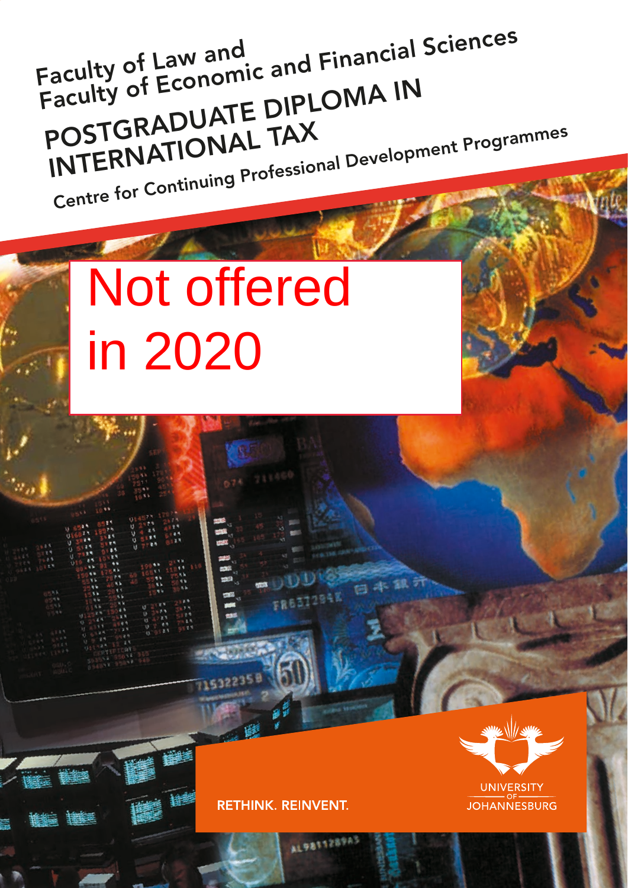Faculty of Law and
Faculty of Economic and Financial Sciences

# POSTGRADUATE DIPLOMA IN INTERNATIONAL TAX

Centre for Continuing Professional Development Programmes

Not offered in 2020

RETHINK. REINVENT.

UNIVERSITY OF JOHANNESBURG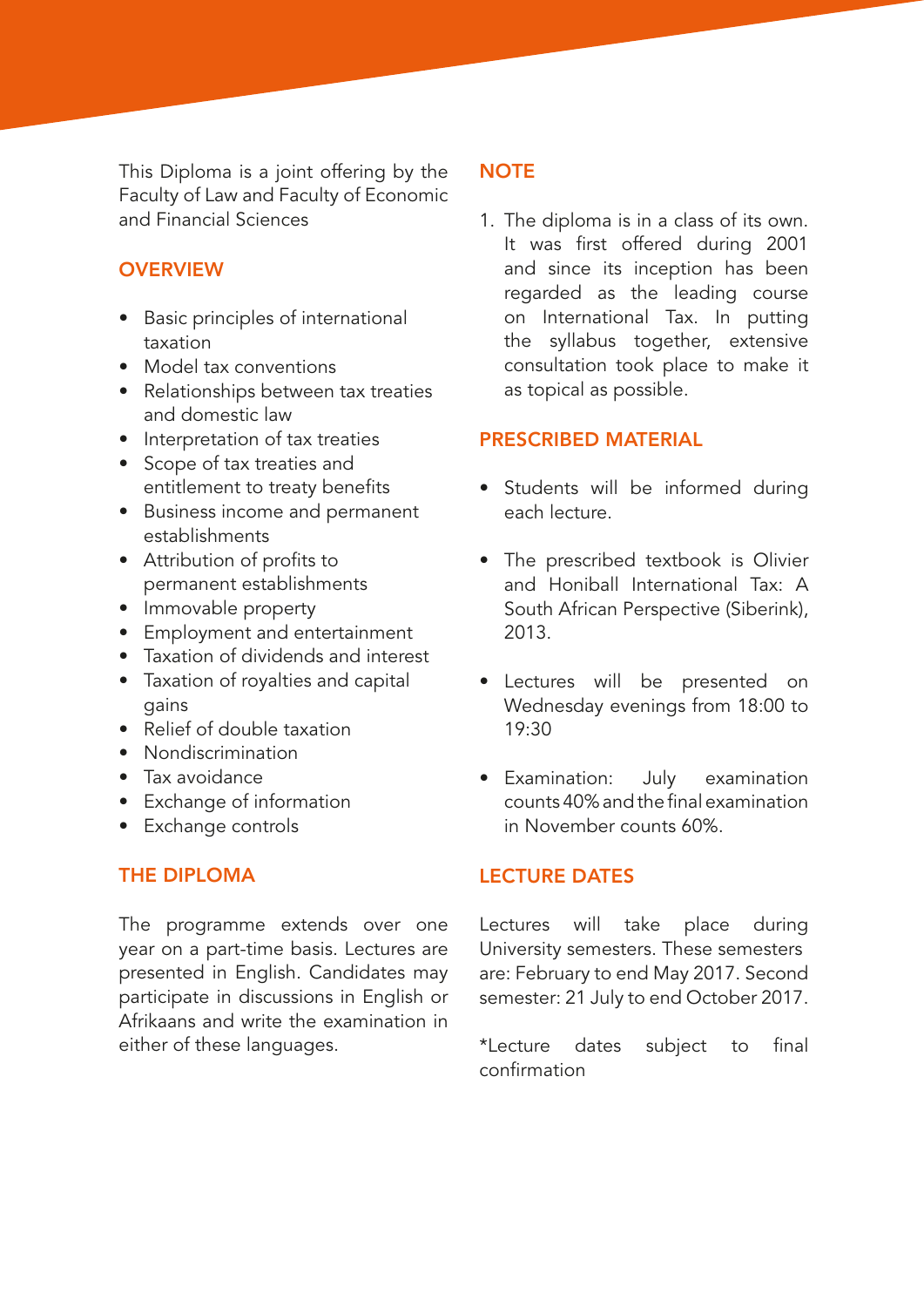This Diploma is a joint offering by the Faculty of Law and Faculty of Economic and Financial Sciences

## OVERVIEW

- Basic principles of international taxation
- Model tax conventions
- Relationships between tax treaties and domestic law
- Interpretation of tax treaties
- Scope of tax treaties and entitlement to treaty benefits
- Business income and permanent establishments
- Attribution of profits to permanent establishments
- Immovable property
- Employment and entertainment
- Taxation of dividends and interest
- Taxation of royalties and capital gains
- Relief of double taxation
- Nondiscrimination
- Tax avoidance
- Exchange of information
- Exchange controls

## THE DIPLOMA

The programme extends over one year on a part-time basis. Lectures are presented in English. Candidates may participate in discussions in English or Afrikaans and write the examination in either of these languages.

## NOTE

1. The diploma is in a class of its own. It was first offered during 2001 and since its inception has been regarded as the leading course on International Tax. In putting the syllabus together, extensive consultation took place to make it as topical as possible.

## PRESCRIBED MATERIAL

- Students will be informed during each lecture.
- The prescribed textbook is Olivier and Honiball International Tax: A South African Perspective (Siberink), 2013.
- Lectures will be presented on Wednesday evenings from 18:00 to 19:30
- Examination: July examination counts 40% and the final examination in November counts 60%.

## LECTURE DATES

Lectures will take place during University semesters. These semesters are: February to end May 2017. Second semester: 21 July to end October 2017.

*Lecture dates subject to final confirmation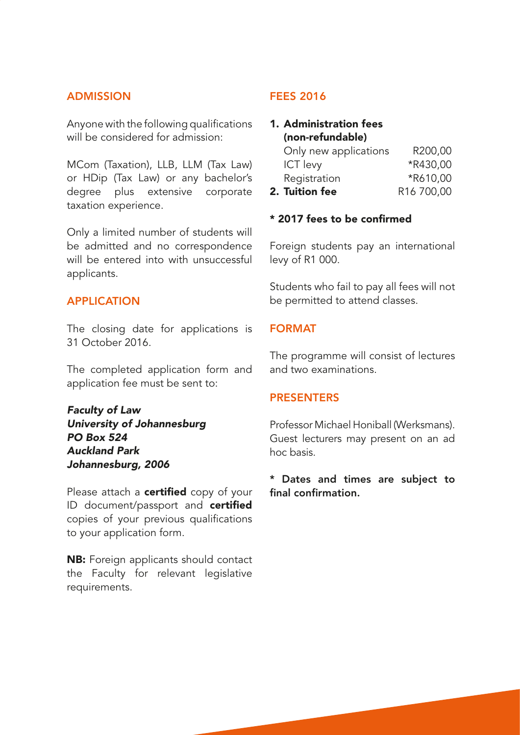## ADMISSION

Anyone with the following qualifications will be considered for admission:

MCom (Taxation), LLB, LLM (Tax Law) or HDip (Tax Law) or any bachelor's degree plus extensive corporate taxation experience.

Only a limited number of students will be admitted and no correspondence will be entered into with unsuccessful applicants.

## APPLICATION

The closing date for applications is 31 October 2016.

The completed application form and application fee must be sent to:

***Faculty of Law***
***University of Johannesburg***
***PO Box 524***
***Auckland Park***
***Johannesburg, 2006***

Please attach a **certified** copy of your ID document/passport and **certified** copies of your previous qualifications to your application form.

**NB:** Foreign applicants should contact the Faculty for relevant legislative requirements.

## FEES 2016

| | |
|---|---|
| **1. Administration fees (non-refundable)** | |
| Only new applications | R200,00 |
| ICT levy | *R430,00 |
| Registration | *R610,00 |
| **2. Tuition fee** | R16 700,00 |

**\* 2017 fees to be confirmed**

Foreign students pay an international levy of R1 000.

Students who fail to pay all fees will not be permitted to attend classes.

## FORMAT

The programme will consist of lectures and two examinations.

## PRESENTERS

Professor Michael Honiball (Werksmans). Guest lecturers may present on an ad hoc basis.

**\* Dates and times are subject to final confirmation.**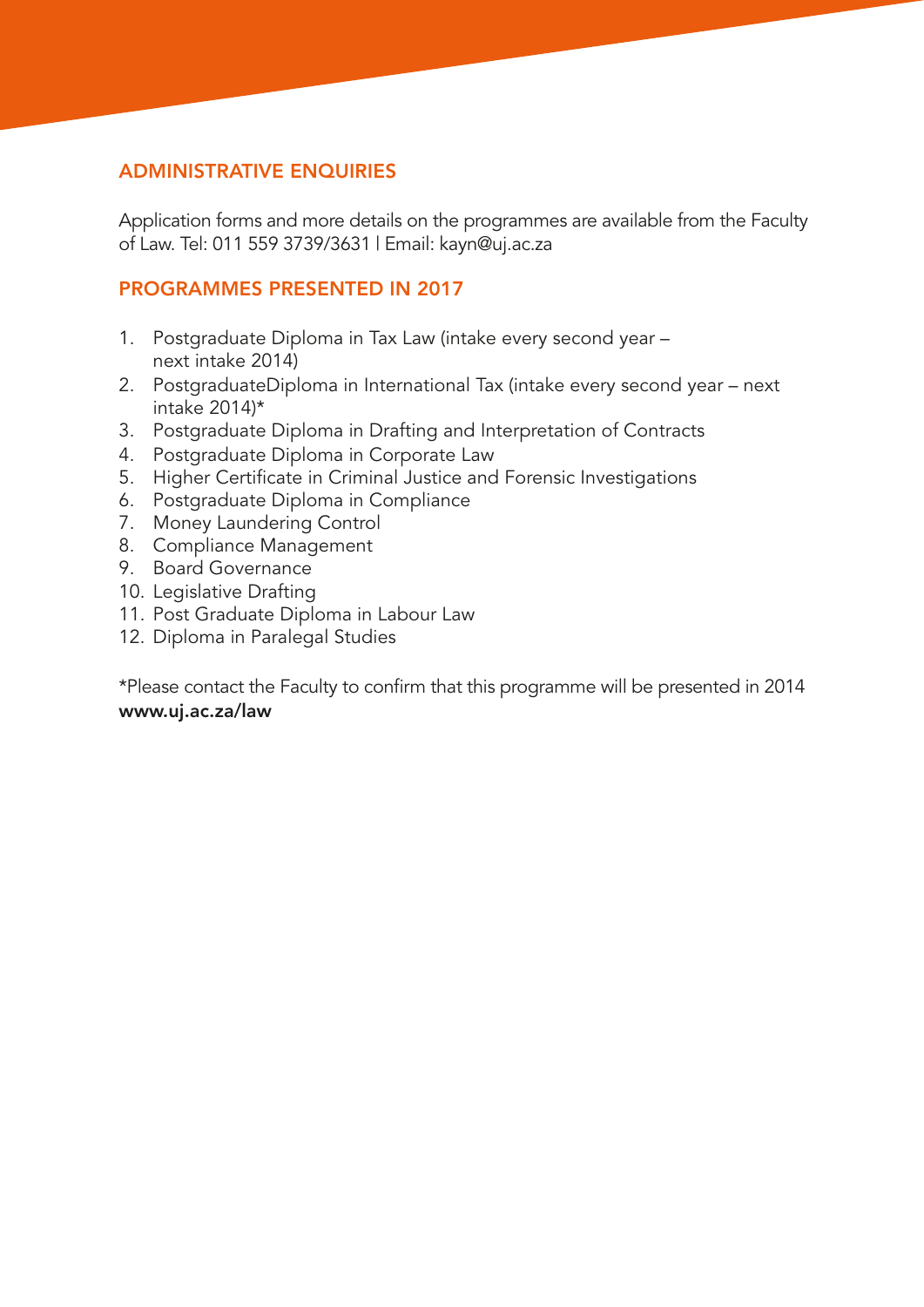## ADMINISTRATIVE ENQUIRIES

Application forms and more details on the programmes are available from the Faculty of Law. Tel: 011 559 3739/3631 | Email: kayn@uj.ac.za

## PROGRAMMES PRESENTED IN 2017

1. Postgraduate Diploma in Tax Law (intake every second year – next intake 2014)
2. PostgraduateDiploma in International Tax (intake every second year – next intake 2014)*
3. Postgraduate Diploma in Drafting and Interpretation of Contracts
4. Postgraduate Diploma in Corporate Law
5. Higher Certificate in Criminal Justice and Forensic Investigations
6. Postgraduate Diploma in Compliance
7. Money Laundering Control
8. Compliance Management
9. Board Governance
10. Legislative Drafting
11. Post Graduate Diploma in Labour Law
12. Diploma in Paralegal Studies

*Please contact the Faculty to confirm that this programme will be presented in 2014
**www.uj.ac.za/law**